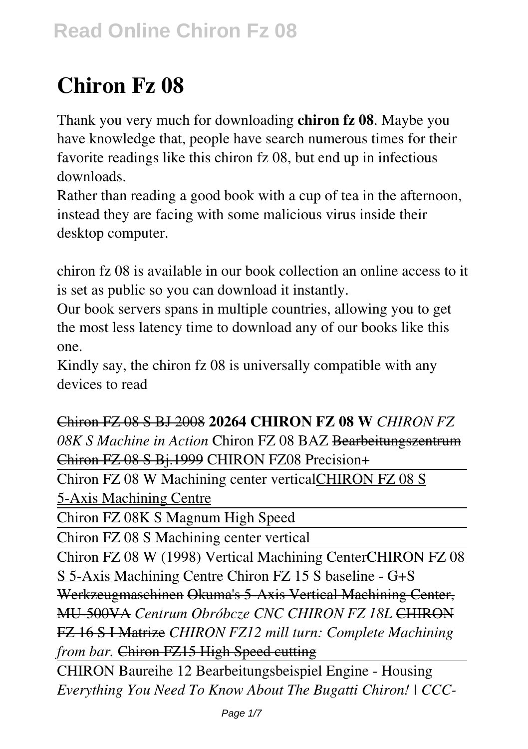# Chiron Fz 08

Thank you very much for downloading **chiron fz 08**. Maybe you have knowledge that, people have search numerous times for their favorite readings like this chiron fz 08, but end up in infectious downloads.

Rather than reading a good book with a cup of tea in the afternoon, instead they are facing with some malicious virus inside their desktop computer.

chiron fz 08 is available in our book collection an online access to it is set as public so you can download it instantly.

Our book servers spans in multiple countries, allowing you to get the most less latency time to download any of our books like this one.

Kindly say, the chiron fz 08 is universally compatible with any devices to read

~~Chiron FZ 08 S BJ 2008~~ **20264 CHIRON FZ 08 W** *CHIRON FZ 08K S Machine in Action* Chiron FZ 08 BAZ ~~Bearbeitungszentrum Chiron FZ 08 S Bj.1999~~ CHIRON FZ08 Precision+

Chiron FZ 08 W Machining center vertical CHIRON FZ 08 S 5-Axis Machining Centre

Chiron FZ 08K S Magnum High Speed

Chiron FZ 08 S Machining center vertical

Chiron FZ 08 W (1998) Vertical Machining Center CHIRON FZ 08 S 5-Axis Machining Centre ~~Chiron FZ 15 S baseline - G+S Werkzeugmaschinen~~ ~~Okuma's 5-Axis Vertical Machining Center, MU-500VA~~ *Centrum Obróbcze CNC CHIRON FZ 18L* ~~CHIRON FZ 16 S I Matrize~~ *CHIRON FZ12 mill turn: Complete Machining from bar.* ~~Chiron FZ15 High Speed cutting~~

CHIRON Baureihe 12 Bearbeitungsbeispiel Engine - Housing *Everything You Need To Know About The Bugatti Chiron! | CCC-*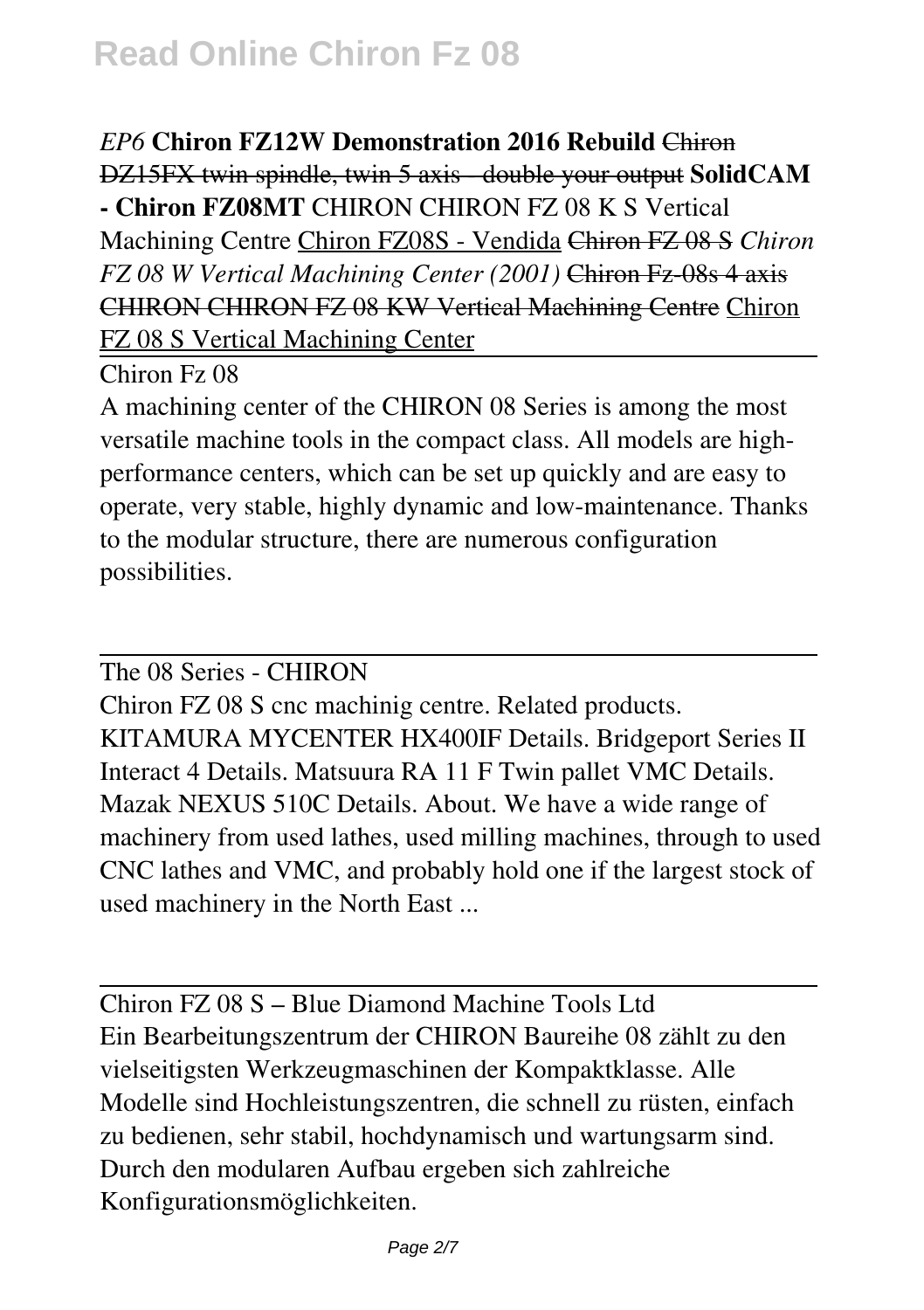*EP6* **Chiron FZ12W Demonstration 2016 Rebuild** ~~Chiron DZ15FX twin spindle, twin 5 axis - double your output~~ **SolidCAM - Chiron FZ08MT** CHIRON CHIRON FZ 08 K S Vertical Machining Centre Chiron FZ08S - Vendida ~~Chiron FZ 08 S~~ *Chiron FZ 08 W Vertical Machining Center (2001)* ~~Chiron Fz-08s 4 axis~~ ~~CHIRON CHIRON FZ 08 KW Vertical Machining Centre~~ Chiron FZ 08 S Vertical Machining Center

Chiron Fz 08

A machining center of the CHIRON 08 Series is among the most versatile machine tools in the compact class. All models are high-performance centers, which can be set up quickly and are easy to operate, very stable, highly dynamic and low-maintenance. Thanks to the modular structure, there are numerous configuration possibilities.

The 08 Series - CHIRON

Chiron FZ 08 S cnc machinig centre. Related products. KITAMURA MYCENTER HX400IF Details. Bridgeport Series II Interact 4 Details. Matsuura RA 11 F Twin pallet VMC Details. Mazak NEXUS 510C Details. About. We have a wide range of machinery from used lathes, used milling machines, through to used CNC lathes and VMC, and probably hold one if the largest stock of used machinery in the North East ...

Chiron FZ 08 S – Blue Diamond Machine Tools Ltd

Ein Bearbeitungszentrum der CHIRON Baureihe 08 zählt zu den vielseitigsten Werkzeugmaschinen der Kompaktklasse. Alle Modelle sind Hochleistungszentren, die schnell zu rüsten, einfach zu bedienen, sehr stabil, hochdynamisch und wartungsarm sind. Durch den modularen Aufbau ergeben sich zahlreiche Konfigurationsmöglichkeiten.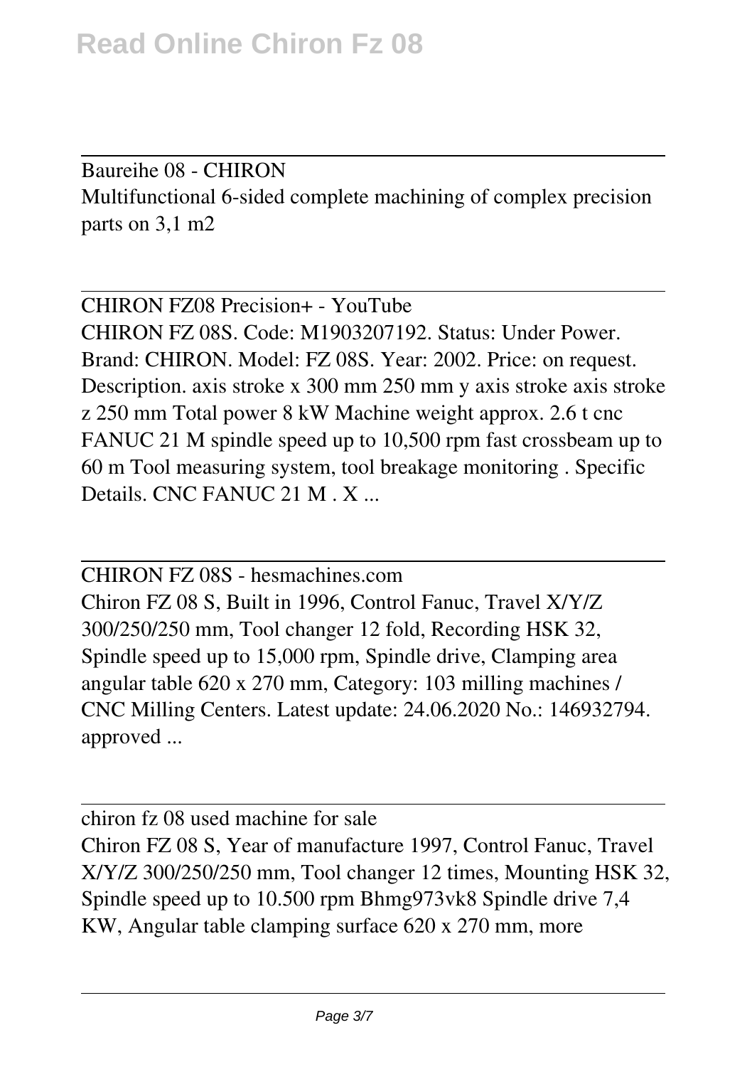Baureihe 08 - CHIRON

Multifunctional 6-sided complete machining of complex precision parts on 3,1 m2

CHIRON FZ08 Precision+ - YouTube

CHIRON FZ 08S. Code: M1903207192. Status: Under Power. Brand: CHIRON. Model: FZ 08S. Year: 2002. Price: on request. Description. axis stroke x 300 mm 250 mm y axis stroke axis stroke z 250 mm Total power 8 kW Machine weight approx. 2.6 t cnc FANUC 21 M spindle speed up to 10,500 rpm fast crossbeam up to 60 m Tool measuring system, tool breakage monitoring . Specific Details. CNC FANUC 21 M . X ...

CHIRON FZ 08S - hesmachines.com

Chiron FZ 08 S, Built in 1996, Control Fanuc, Travel X/Y/Z 300/250/250 mm, Tool changer 12 fold, Recording HSK 32, Spindle speed up to 15,000 rpm, Spindle drive, Clamping area angular table 620 x 270 mm, Category: 103 milling machines / CNC Milling Centers. Latest update: 24.06.2020 No.: 146932794. approved ...

chiron fz 08 used machine for sale

Chiron FZ 08 S, Year of manufacture 1997, Control Fanuc, Travel X/Y/Z 300/250/250 mm, Tool changer 12 times, Mounting HSK 32, Spindle speed up to 10.500 rpm Bhmg973vk8 Spindle drive 7,4 KW, Angular table clamping surface 620 x 270 mm, more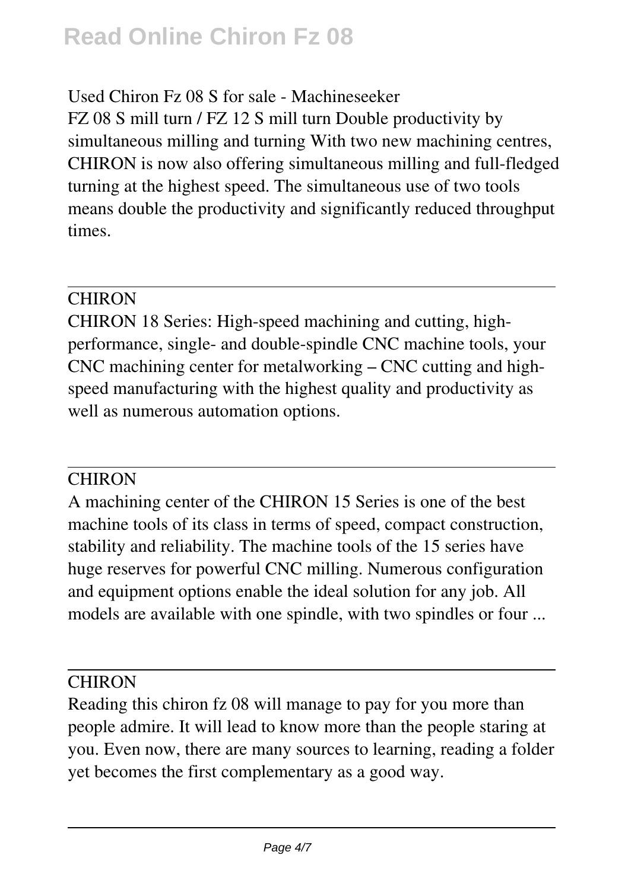Used Chiron Fz 08 S for sale - Machineseeker

FZ 08 S mill turn / FZ 12 S mill turn Double productivity by simultaneous milling and turning With two new machining centres, CHIRON is now also offering simultaneous milling and full-fledged turning at the highest speed. The simultaneous use of two tools means double the productivity and significantly reduced throughput times.

---

CHIRON

CHIRON 18 Series: High-speed machining and cutting, high-performance, single- and double-spindle CNC machine tools, your CNC machining center for metalworking – CNC cutting and high-speed manufacturing with the highest quality and productivity as well as numerous automation options.

---

CHIRON

A machining center of the CHIRON 15 Series is one of the best machine tools of its class in terms of speed, compact construction, stability and reliability. The machine tools of the 15 series have huge reserves for powerful CNC milling. Numerous configuration and equipment options enable the ideal solution for any job. All models are available with one spindle, with two spindles or four ...

---

CHIRON

Reading this chiron fz 08 will manage to pay for you more than people admire. It will lead to know more than the people staring at you. Even now, there are many sources to learning, reading a folder yet becomes the first complementary as a good way.

---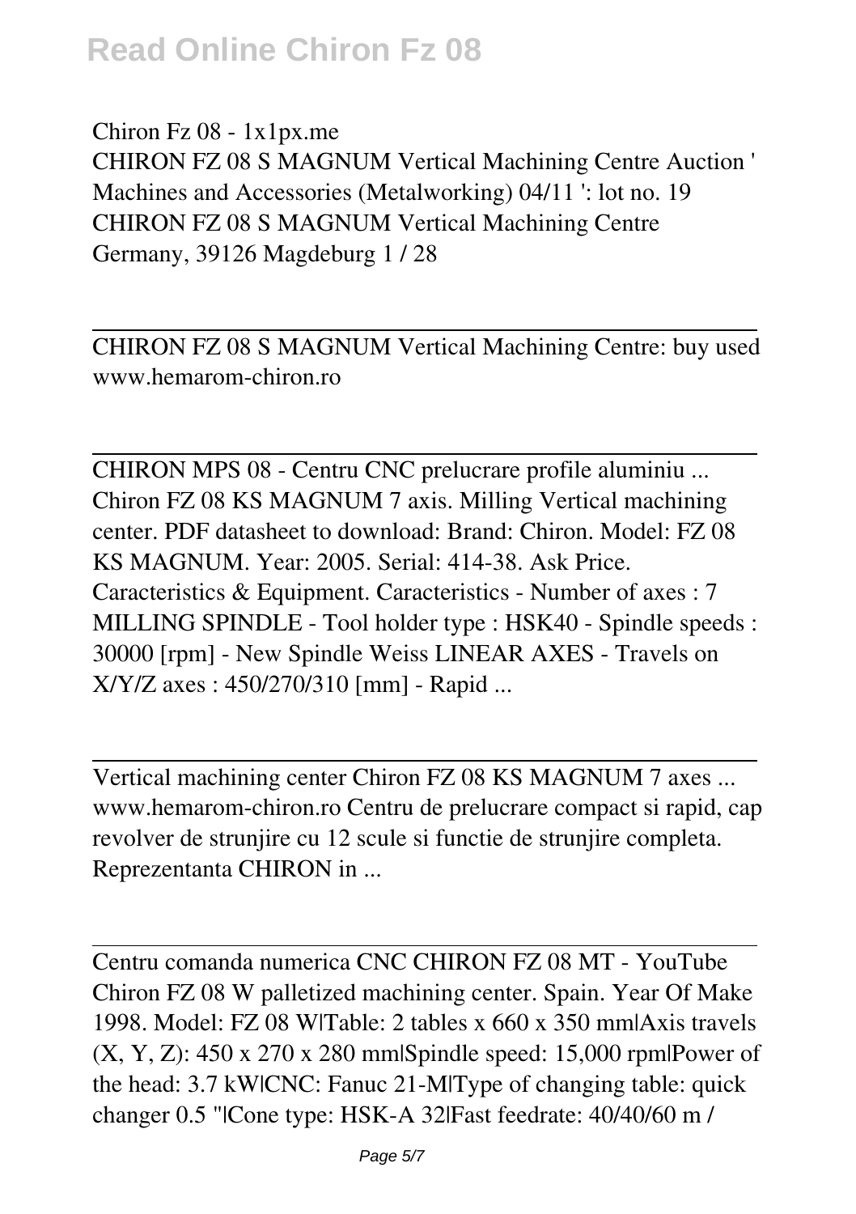Chiron Fz 08 - 1x1px.me
CHIRON FZ 08 S MAGNUM Vertical Machining Centre Auction ' Machines and Accessories (Metalworking) 04/11 ': lot no. 19 CHIRON FZ 08 S MAGNUM Vertical Machining Centre Germany, 39126 Magdeburg 1 / 28

---

CHIRON FZ 08 S MAGNUM Vertical Machining Centre: buy used
www.hemarom-chiron.ro

---

CHIRON MPS 08 - Centru CNC prelucrare profile aluminiu ...
Chiron FZ 08 KS MAGNUM 7 axis. Milling Vertical machining center. PDF datasheet to download: Brand: Chiron. Model: FZ 08 KS MAGNUM. Year: 2005. Serial: 414-38. Ask Price. Caracteristics & Equipment. Caracteristics - Number of axes : 7 MILLING SPINDLE - Tool holder type : HSK40 - Spindle speeds : 30000 [rpm] - New Spindle Weiss LINEAR AXES - Travels on X/Y/Z axes : 450/270/310 [mm] - Rapid ...

---

Vertical machining center Chiron FZ 08 KS MAGNUM 7 axes ...
www.hemarom-chiron.ro Centru de prelucrare compact si rapid, cap revolver de strunjire cu 12 scule si functie de strunjire completa. Reprezentanta CHIRON in ...

---

Centru comanda numerica CNC CHIRON FZ 08 MT - YouTube
Chiron FZ 08 W palletized machining center. Spain. Year Of Make 1998. Model: FZ 08 W|Table: 2 tables x 660 x 350 mm|Axis travels (X, Y, Z): 450 x 270 x 280 mm|Spindle speed: 15,000 rpm|Power of the head: 3.7 kW|CNC: Fanuc 21-M|Type of changing table: quick changer 0.5 "|Cone type: HSK-A 32|Fast feedrate: 40/40/60 m /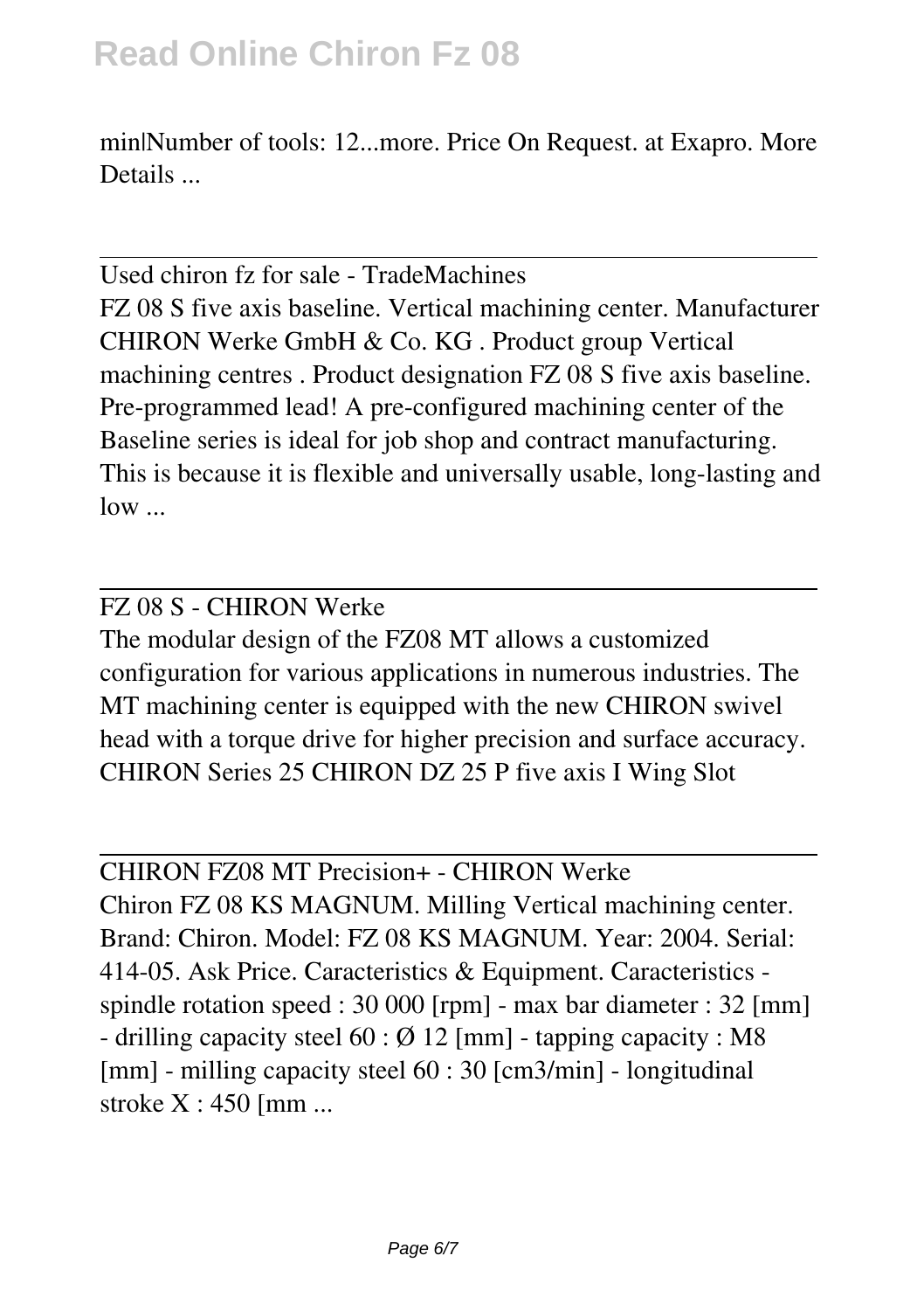min|Number of tools: 12...more. Price On Request. at Exapro. More Details ...

Used chiron fz for sale - TradeMachines

FZ 08 S five axis baseline. Vertical machining center. Manufacturer CHIRON Werke GmbH & Co. KG . Product group Vertical machining centres . Product designation FZ 08 S five axis baseline. Pre-programmed lead! A pre-configured machining center of the Baseline series is ideal for job shop and contract manufacturing. This is because it is flexible and universally usable, long-lasting and low ...

FZ 08 S - CHIRON Werke

The modular design of the FZ08 MT allows a customized configuration for various applications in numerous industries. The MT machining center is equipped with the new CHIRON swivel head with a torque drive for higher precision and surface accuracy. CHIRON Series 25 CHIRON DZ 25 P five axis I Wing Slot

CHIRON FZ08 MT Precision+ - CHIRON Werke

Chiron FZ 08 KS MAGNUM. Milling Vertical machining center. Brand: Chiron. Model: FZ 08 KS MAGNUM. Year: 2004. Serial: 414-05. Ask Price. Caracteristics & Equipment. Caracteristics - spindle rotation speed : 30 000 [rpm] - max bar diameter : 32 [mm] - drilling capacity steel 60 : Ø 12 [mm] - tapping capacity : M8 [mm] - milling capacity steel 60 : 30 [cm3/min] - longitudinal stroke X : 450 [mm ...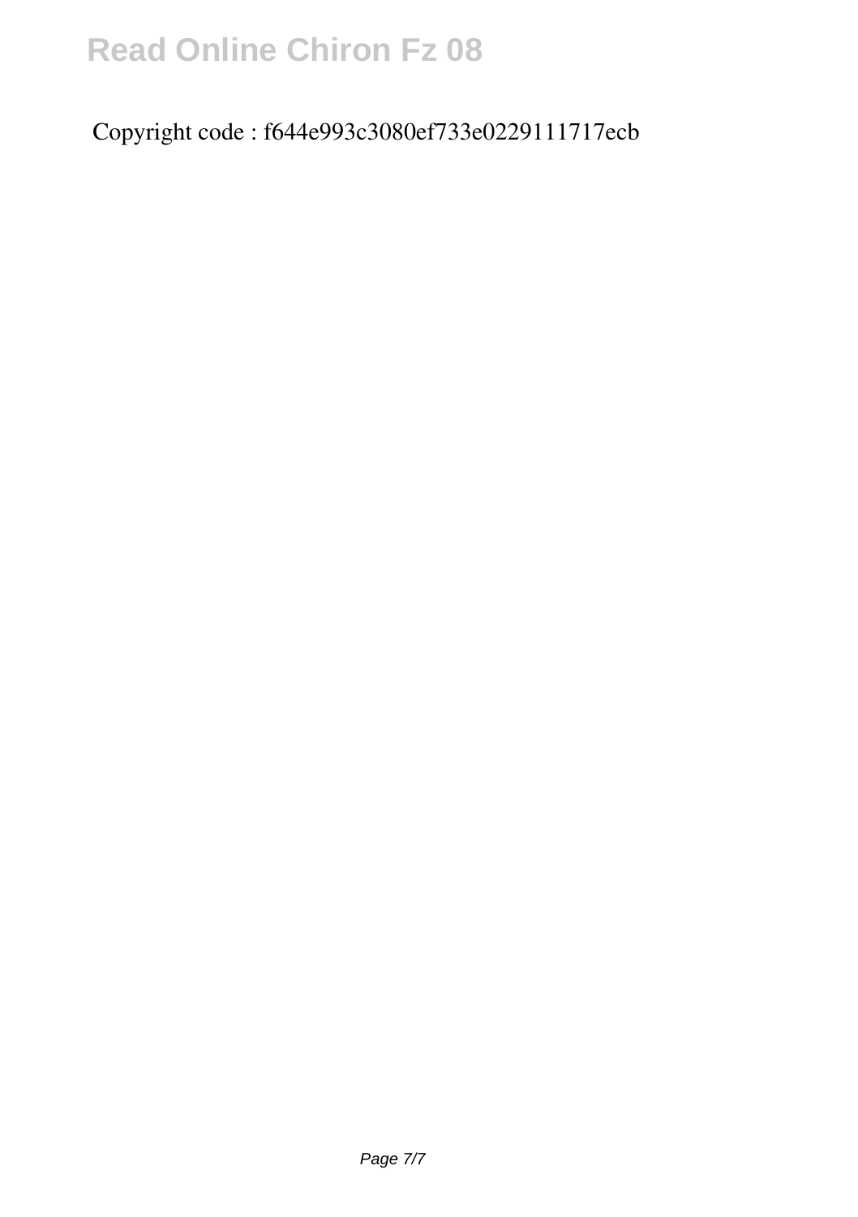Copyright code : f644e993c3080ef733e0229111717ecb